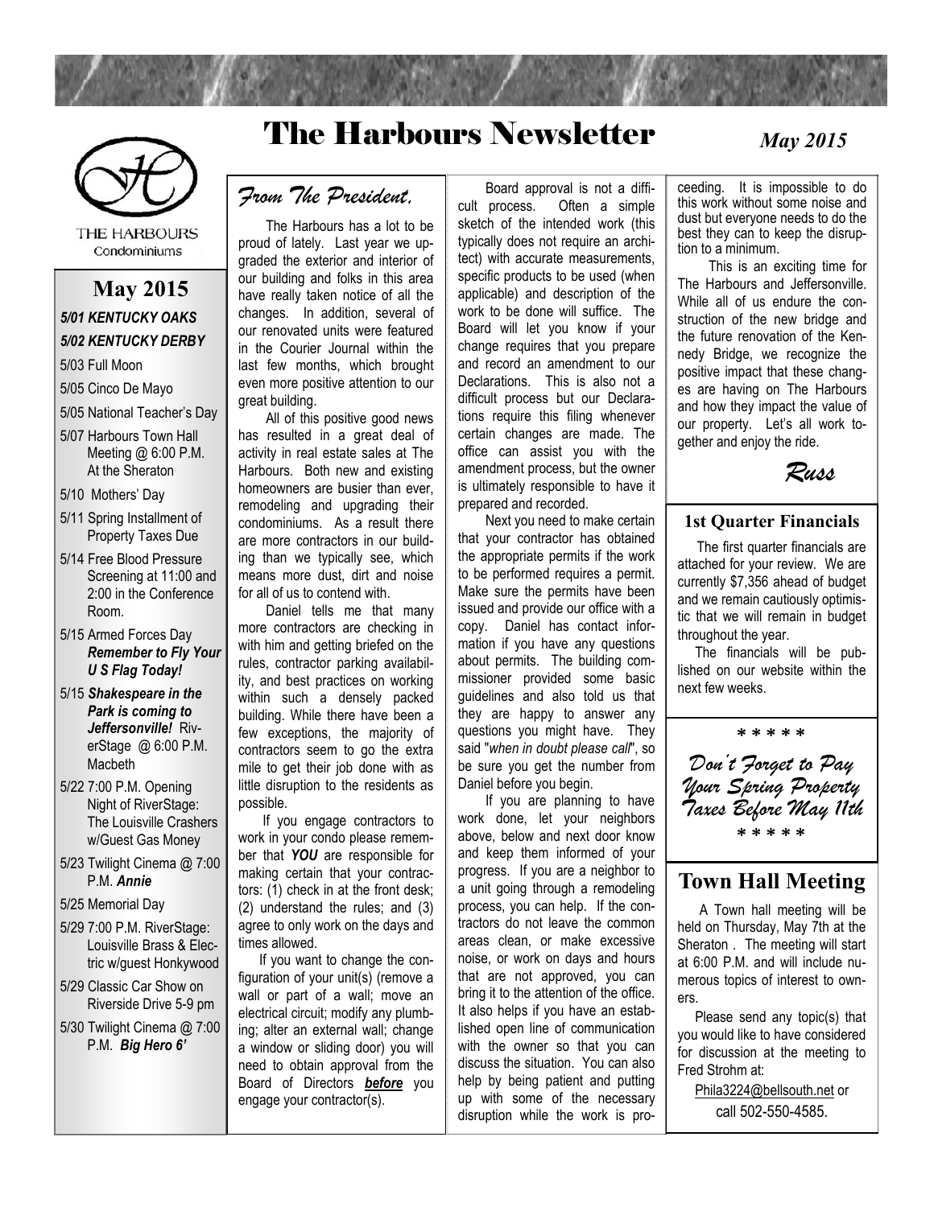# The Harbours Newsletter

*May 2015*

THE HARBOURS
Condominiums

## May 2015

***5/01 KENTUCKY OAKS***

***5/02 KENTUCKY DERBY***

5/03 Full Moon

5/05 Cinco De Mayo

5/05 National Teacher's Day

5/07 Harbours Town Hall Meeting @ 6:00 P.M. At the Sheraton

5/10 Mothers' Day

5/11 Spring Installment of Property Taxes Due

5/14 Free Blood Pressure Screening at 11:00 and 2:00 in the Conference Room.

5/15 Armed Forces Day ***Remember to Fly Your U S Flag Today!***

5/15 ***Shakespeare in the Park is coming to Jeffersonville!*** RiverStage @ 6:00 P.M. Macbeth

5/22 7:00 P.M. Opening Night of RiverStage: The Louisville Crashers w/Guest Gas Money

5/23 Twilight Cinema @ 7:00 P.M. ***Annie***

5/25 Memorial Day

5/29 7:00 P.M. RiverStage: Louisville Brass & Electric w/guest Honkywood

5/29 Classic Car Show on Riverside Drive 5-9 pm

5/30 Twilight Cinema @ 7:00 P.M. ***Big Hero 6'***

## *From The President,*

The Harbours has a lot to be proud of lately. Last year we upgraded the exterior and interior of our building and folks in this area have really taken notice of all the changes. In addition, several of our renovated units were featured in the Courier Journal within the last few months, which brought even more positive attention to our great building.

All of this positive good news has resulted in a great deal of activity in real estate sales at The Harbours. Both new and existing homeowners are busier than ever, remodeling and upgrading their condominiums. As a result there are more contractors in our building than we typically see, which means more dust, dirt and noise for all of us to contend with.

Daniel tells me that many more contractors are checking in with him and getting briefed on the rules, contractor parking availability, and best practices on working within such a densely packed building. While there have been a few exceptions, the majority of contractors seem to go the extra mile to get their job done with as little disruption to the residents as possible.

If you engage contractors to work in your condo please remember that ***YOU*** are responsible for making certain that your contractors: (1) check in at the front desk; (2) understand the rules; and (3) agree to only work on the days and times allowed.

If you want to change the configuration of your unit(s) (remove a wall or part of a wall; move an electrical circuit; modify any plumbing; alter an external wall; change a window or sliding door) you will need to obtain approval from the Board of Directors ***before*** you engage your contractor(s).

Board approval is not a difficult process. Often a simple sketch of the intended work (this typically does not require an architect) with accurate measurements, specific products to be used (when applicable) and description of the work to be done will suffice. The Board will let you know if your change requires that you prepare and record an amendment to our Declarations. This is also not a difficult process but our Declarations require this filing whenever certain changes are made. The office can assist you with the amendment process, but the owner is ultimately responsible to have it prepared and recorded.

Next you need to make certain that your contractor has obtained the appropriate permits if the work to be performed requires a permit. Make sure the permits have been issued and provide our office with a copy. Daniel has contact information if you have any questions about permits. The building commissioner provided some basic guidelines and also told us that they are happy to answer any questions you might have. They said "*when in doubt please call*", so be sure you get the number from Daniel before you begin.

If you are planning to have work done, let your neighbors above, below and next door know and keep them informed of your progress. If you are a neighbor to a unit going through a remodeling process, you can help. If the contractors do not leave the common areas clean, or make excessive noise, or work on days and hours that are not approved, you can bring it to the attention of the office. It also helps if you have an established open line of communication with the owner so that you can discuss the situation. You can also help by being patient and putting up with some of the necessary disruption while the work is proceeding. It is impossible to do this work without some noise and dust but everyone needs to do the best they can to keep the disruption to a minimum.

This is an exciting time for The Harbours and Jeffersonville. While all of us endure the construction of the new bridge and the future renovation of the Kennedy Bridge, we recognize the positive impact that these changes are having on The Harbours and how they impact the value of our property. Let's all work together and enjoy the ride.

*Russ*

### 1st Quarter Financials

The first quarter financials are attached for your review. We are currently $7,356 ahead of budget and we remain cautiously optimistic that we will remain in budget throughout the year.

The financials will be published on our website within the next few weeks.

\* \* \* \* \*

***Don't Forget to Pay Your Spring Property Taxes Before May 11th***

\* \* \* \* \*

## Town Hall Meeting

A Town hall meeting will be held on Thursday, May 7th at the Sheraton . The meeting will start at 6:00 P.M. and will include numerous topics of interest to owners.

Please send any topic(s) that you would like to have considered for discussion at the meeting to Fred Strohm at:

Phila3224@bellsouth.net or call 502-550-4585.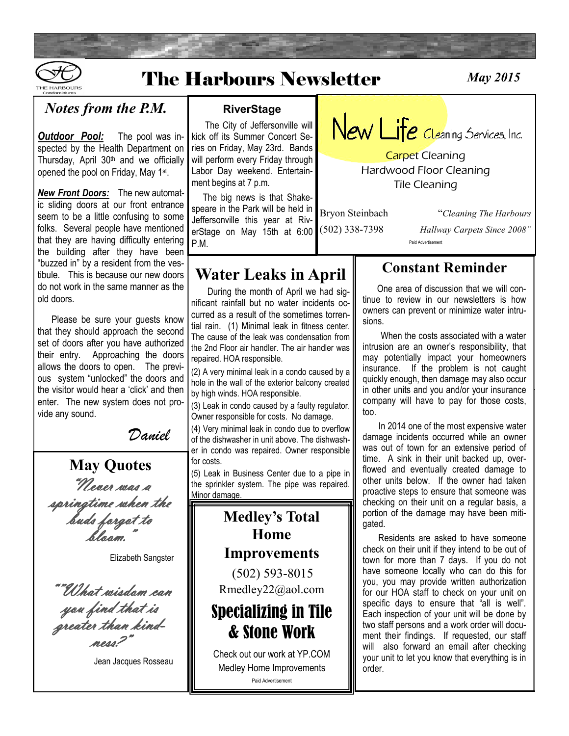# The Harbours Newsletter

*May 2015*

## *Notes from the P.M.*

***Outdoor Pool:*** The pool was inspected by the Health Department on Thursday, April 30th and we officially opened the pool on Friday, May 1st.

***New Front Doors:*** The new automatic sliding doors at our front entrance seem to be a little confusing to some folks. Several people have mentioned that they are having difficulty entering the building after they have been "buzzed in" by a resident from the vestibule. This is because our new doors do not work in the same manner as the old doors.

Please be sure your guests know that they should approach the second set of doors after you have authorized their entry. Approaching the doors allows the doors to open. The previous system "unlocked" the doors and the visitor would hear a 'click' and then enter. The new system does not provide any sound.

*Daniel*

## May Quotes

*"Never was a springtime when the buds forgot to bloom."*

Elizabeth Sangster

*""What wisdom can you find that is greater than kindness?"*

Jean Jacques Rosseau

### RiverStage

The City of Jeffersonville will kick off its Summer Concert Series on Friday, May 23rd. Bands will perform every Friday through Labor Day weekend. Entertainment begins at 7 p.m.

The big news is that Shakespeare in the Park will be held in Jeffersonville this year at RiverStage on May 15th at 6:00 P.M.

## Water Leaks in April

During the month of April we had significant rainfall but no water incidents occurred as a result of the sometimes torrential rain. (1) Minimal leak in fitness center. The cause of the leak was condensation from the 2nd Floor air handler. The air handler was repaired. HOA responsible.

(2) A very minimal leak in a condo caused by a hole in the wall of the exterior balcony created by high winds. HOA responsible.

(3) Leak in condo caused by a faulty regulator. Owner responsible for costs. No damage.

(4) Very minimal leak in condo due to overflow of the dishwasher in unit above. The dishwasher in condo was repaired. Owner responsible for costs.

(5) Leak in Business Center due to a pipe in the sprinkler system. The pipe was repaired. Minor damage.

**New Life** Cleaning Services, Inc.

Carpet Cleaning
Hardwood Floor Cleaning
Tile Cleaning

Bryon Steinbach
(502) 338-7398

*"Cleaning The Harbours Hallway Carpets Since 2008"*

Paid Advertisement

**Medley's Total Home Improvements**

(502) 593-8015
Rmedley22@aol.com

**Specializing in Tile & Stone Work**

Check out our work at YP.COM
Medley Home Improvements

Paid Advertisement

## Constant Reminder

One area of discussion that we will continue to review in our newsletters is how owners can prevent or minimize water intrusions.

When the costs associated with a water intrusion are an owner's responsibility, that may potentially impact your homeowners insurance. If the problem is not caught quickly enough, then damage may also occur in other units and you and/or your insurance company will have to pay for those costs, too.

In 2014 one of the most expensive water damage incidents occurred while an owner was out of town for an extensive period of time. A sink in their unit backed up, overflowed and eventually created damage to other units below. If the owner had taken proactive steps to ensure that someone was checking on their unit on a regular basis, a portion of the damage may have been mitigated.

Residents are asked to have someone check on their unit if they intend to be out of town for more than 7 days. If you do not have someone locally who can do this for you, you may provide written authorization for our HOA staff to check on your unit on specific days to ensure that "all is well". Each inspection of your unit will be done by two staff persons and a work order will document their findings. If requested, our staff will also forward an email after checking your unit to let you know that everything is in order.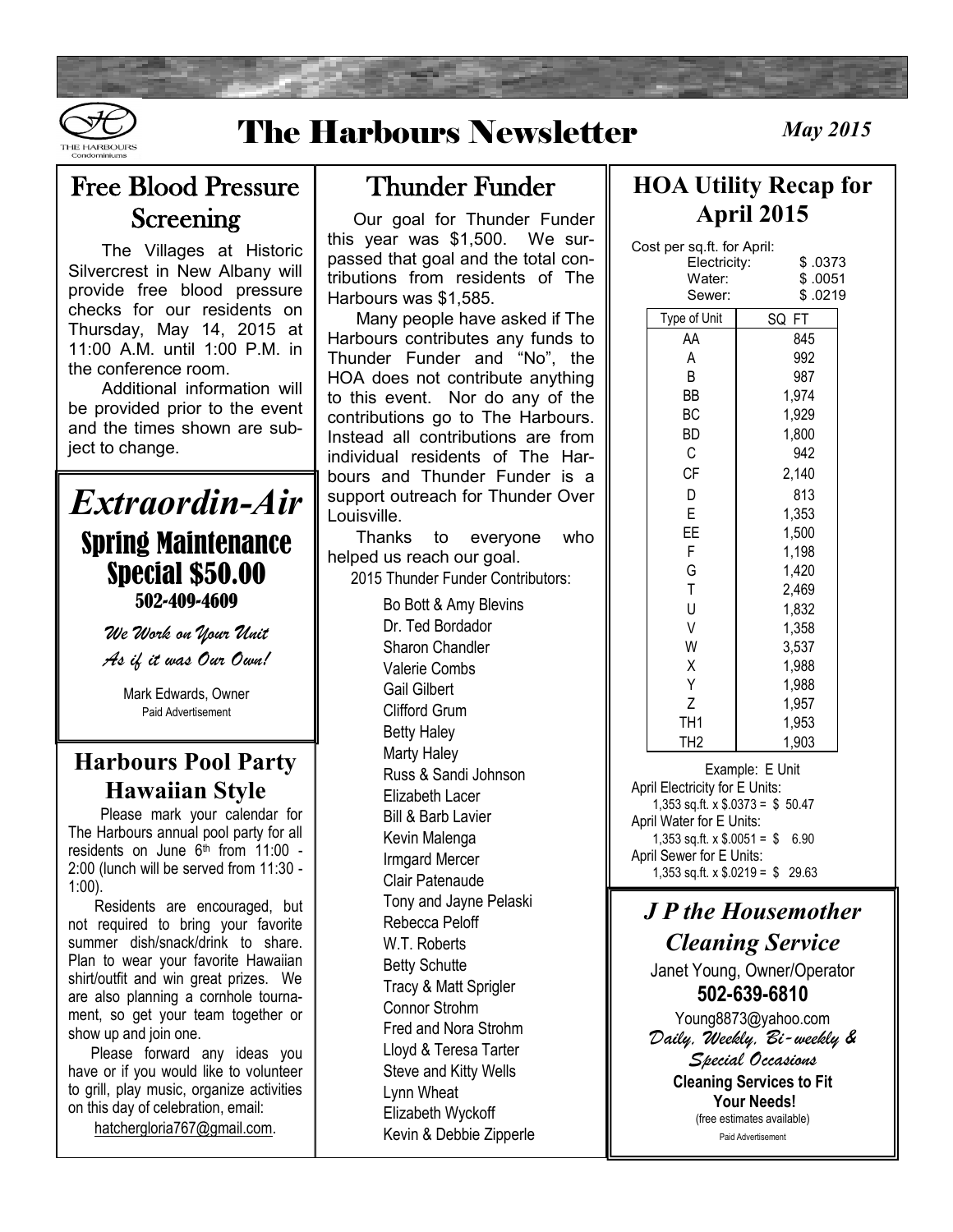# The Harbours Newsletter

*May 2015*

## Free Blood Pressure Screening

The Villages at Historic Silvercrest in New Albany will provide free blood pressure checks for our residents on Thursday, May 14, 2015 at 11:00 A.M. until 1:00 P.M. in the conference room.

Additional information will be provided prior to the event and the times shown are subject to change.

## *Extraordin-Air*

**Spring Maintenance Special $50.00**

**502-409-4609**

*We Work on Your Unit As if it was Our Own!*

Mark Edwards, Owner

Paid Advertisement

## Harbours Pool Party Hawaiian Style

Please mark your calendar for The Harbours annual pool party for all residents on June 6th from 11:00 - 2:00 (lunch will be served from 11:30 - 1:00).

Residents are encouraged, but not required to bring your favorite summer dish/snack/drink to share. Plan to wear your favorite Hawaiian shirt/outfit and win great prizes. We are also planning a cornhole tournament, so get your team together or show up and join one.

Please forward any ideas you have or if you would like to volunteer to grill, play music, organize activities on this day of celebration, email:

hatchergloria767@gmail.com.

## Thunder Funder

Our goal for Thunder Funder this year was $1,500. We surpassed that goal and the total contributions from residents of The Harbours was $1,585.

Many people have asked if The Harbours contributes any funds to Thunder Funder and "No", the HOA does not contribute anything to this event. Nor do any of the contributions go to The Harbours. Instead all contributions are from individual residents of The Harbours and Thunder Funder is a support outreach for Thunder Over Louisville.

Thanks to everyone who helped us reach our goal.

2015 Thunder Funder Contributors:

- Bo Bott & Amy Blevins
- Dr. Ted Bordador
- Sharon Chandler
- Valerie Combs
- Gail Gilbert
- Clifford Grum
- Betty Haley
- Marty Haley
- Russ & Sandi Johnson
- Elizabeth Lacer
- Bill & Barb Lavier
- Kevin Malenga
- Irmgard Mercer
- Clair Patenaude
- Tony and Jayne Pelaski
- Rebecca Peloff
- W.T. Roberts
- Betty Schutte
- Tracy & Matt Sprigler
- Connor Strohm
- Fred and Nora Strohm
- Lloyd & Teresa Tarter
- Steve and Kitty Wells
- Lynn Wheat
- Elizabeth Wyckoff
- Kevin & Debbie Zipperle

## HOA Utility Recap for April 2015

Cost per sq.ft. for April:

Electricity: $ .0373
Water: $ .0051
Sewer: $ .0219

| Type of Unit | SQ FT |
|---|---|
| AA | 845 |
| A | 992 |
| B | 987 |
| BB | 1,974 |
| BC | 1,929 |
| BD | 1,800 |
| C | 942 |
| CF | 2,140 |
| D | 813 |
| E | 1,353 |
| EE | 1,500 |
| F | 1,198 |
| G | 1,420 |
| T | 2,469 |
| U | 1,832 |
| V | 1,358 |
| W | 3,537 |
| X | 1,988 |
| Y | 1,988 |
| Z | 1,957 |
| TH1 | 1,953 |
| TH2 | 1,903 |

Example: E Unit

April Electricity for E Units:
1,353 sq.ft. x $.0373 = $ 50.47

April Water for E Units:
1,353 sq.ft. x $.0051 = $ 6.90

April Sewer for E Units:
1,353 sq.ft. x $.0219 = $ 29.63

## *J P the Housemother Cleaning Service*

Janet Young, Owner/Operator

**502-639-6810**

Young8873@yahoo.com

*Daily, Weekly, Bi-weekly & Special Occasions*

**Cleaning Services to Fit Your Needs!**

(free estimates available)

Paid Advertisement